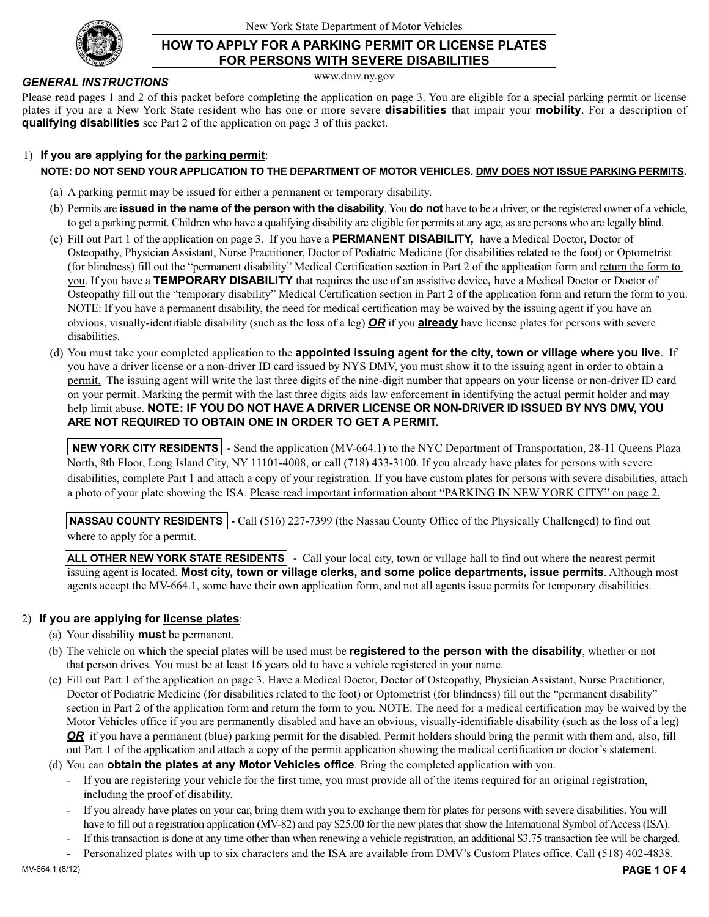New York State Department of Motor Vehicles

# HOW TO APPLY FOR A PARKING PERMIT OR LICENSE PLATES FOR PERSONS WITH SEVERE DISABILITIES

www.dmv.ny.gov

## *GENERAL INSTRUCTIONS*

Please read pages 1 and 2 of this packet before completing the application on page 3. You are eligible for a special parking permit or license plates if you are a New York State resident who has one or more severe **disabilities** that impair your **mobility**. For a description of **qualifying disabilities** see Part 2 of the application on page 3 of this packet.

1) **If you are applying for the parking permit**:
**NOTE: DO NOT SEND YOUR APPLICATION TO THE DEPARTMENT OF MOTOR VEHICLES. DMV DOES NOT ISSUE PARKING PERMITS.**

(a) A parking permit may be issued for either a permanent or temporary disability.

(b) Permits are **issued in the name of the person with the disability**. You **do not** have to be a driver, or the registered owner of a vehicle, to get a parking permit. Children who have a qualifying disability are eligible for permits at any age, as are persons who are legally blind.

(c) Fill out Part 1 of the application on page 3. If you have a **PERMANENT DISABILITY,** have a Medical Doctor, Doctor of Osteopathy, Physician Assistant, Nurse Practitioner, Doctor of Podiatric Medicine (for disabilities related to the foot) or Optometrist (for blindness) fill out the "permanent disability" Medical Certification section in Part 2 of the application form and return the form to you. If you have a **TEMPORARY DISABILITY** that requires the use of an assistive device**,** have a Medical Doctor or Doctor of Osteopathy fill out the "temporary disability" Medical Certification section in Part 2 of the application form and return the form to you. NOTE: If you have a permanent disability, the need for medical certification may be waived by the issuing agent if you have an obvious, visually-identifiable disability (such as the loss of a leg) ***OR*** if you **already** have license plates for persons with severe disabilities.

(d) You must take your completed application to the **appointed issuing agent for the city, town or village where you live**. If you have a driver license or a non-driver ID card issued by NYS DMV, you must show it to the issuing agent in order to obtain a permit. The issuing agent will write the last three digits of the nine-digit number that appears on your license or non-driver ID card on your permit. Marking the permit with the last three digits aids law enforcement in identifying the actual permit holder and may help limit abuse. **NOTE: IF YOU DO NOT HAVE A DRIVER LICENSE OR NON-DRIVER ID ISSUED BY NYS DMV, YOU ARE NOT REQUIRED TO OBTAIN ONE IN ORDER TO GET A PERMIT.**

**NEW YORK CITY RESIDENTS** - Send the application (MV-664.1) to the NYC Department of Transportation, 28-11 Queens Plaza North, 8th Floor, Long Island City, NY 11101-4008, or call (718) 433-3100. If you already have plates for persons with severe disabilities, complete Part 1 and attach a copy of your registration. If you have custom plates for persons with severe disabilities, attach a photo of your plate showing the ISA. Please read important information about "PARKING IN NEW YORK CITY" on page 2.

**NASSAU COUNTY RESIDENTS** - Call (516) 227-7399 (the Nassau County Office of the Physically Challenged) to find out where to apply for a permit.

**ALL OTHER NEW YORK STATE RESIDENTS** - Call your local city, town or village hall to find out where the nearest permit issuing agent is located. **Most city, town or village clerks, and some police departments, issue permits**. Although most agents accept the MV-664.1, some have their own application form, and not all agents issue permits for temporary disabilities.

2) **If you are applying for license plates**:

(a) Your disability **must** be permanent.

(b) The vehicle on which the special plates will be used must be **registered to the person with the disability**, whether or not that person drives. You must be at least 16 years old to have a vehicle registered in your name.

(c) Fill out Part 1 of the application on page 3. Have a Medical Doctor, Doctor of Osteopathy, Physician Assistant, Nurse Practitioner, Doctor of Podiatric Medicine (for disabilities related to the foot) or Optometrist (for blindness) fill out the "permanent disability" section in Part 2 of the application form and return the form to you. NOTE: The need for a medical certification may be waived by the Motor Vehicles office if you are permanently disabled and have an obvious, visually-identifiable disability (such as the loss of a leg) ***OR*** if you have a permanent (blue) parking permit for the disabled. Permit holders should bring the permit with them and, also, fill out Part 1 of the application and attach a copy of the permit application showing the medical certification or doctor's statement.

(d) You can **obtain the plates at any Motor Vehicles office**. Bring the completed application with you.

- If you are registering your vehicle for the first time, you must provide all of the items required for an original registration, including the proof of disability.
- If you already have plates on your car, bring them with you to exchange them for plates for persons with severe disabilities. You will have to fill out a registration application (MV-82) and pay $25.00 for the new plates that show the International Symbol of Access (ISA).
- If this transaction is done at any time other than when renewing a vehicle registration, an additional $3.75 transaction fee will be charged.
- Personalized plates with up to six characters and the ISA are available from DMV's Custom Plates office. Call (518) 402-4838.

MV-664.1 (8/12)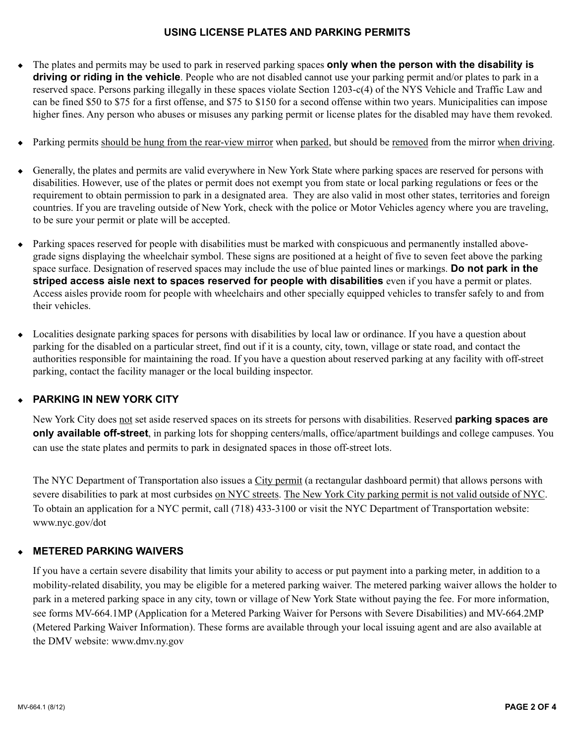## USING LICENSE PLATES AND PARKING PERMITS

- The plates and permits may be used to park in reserved parking spaces **only when the person with the disability is driving or riding in the vehicle**. People who are not disabled cannot use your parking permit and/or plates to park in a reserved space. Persons parking illegally in these spaces violate Section 1203-c(4) of the NYS Vehicle and Traffic Law and can be fined $50 to $75 for a first offense, and $75 to $150 for a second offense within two years. Municipalities can impose higher fines. Any person who abuses or misuses any parking permit or license plates for the disabled may have them revoked.

- Parking permits <u>should be hung from the rear-view mirror</u> when <u>parked</u>, but should be <u>removed</u> from the mirror <u>when driving</u>.

- Generally, the plates and permits are valid everywhere in New York State where parking spaces are reserved for persons with disabilities. However, use of the plates or permit does not exempt you from state or local parking regulations or fees or the requirement to obtain permission to park in a designated area. They are also valid in most other states, territories and foreign countries. If you are traveling outside of New York, check with the police or Motor Vehicles agency where you are traveling, to be sure your permit or plate will be accepted.

- Parking spaces reserved for people with disabilities must be marked with conspicuous and permanently installed above-grade signs displaying the wheelchair symbol. These signs are positioned at a height of five to seven feet above the parking space surface. Designation of reserved spaces may include the use of blue painted lines or markings. **Do not park in the striped access aisle next to spaces reserved for people with disabilities** even if you have a permit or plates. Access aisles provide room for people with wheelchairs and other specially equipped vehicles to transfer safely to and from their vehicles.

- Localities designate parking spaces for persons with disabilities by local law or ordinance. If you have a question about parking for the disabled on a particular street, find out if it is a county, city, town, village or state road, and contact the authorities responsible for maintaining the road. If you have a question about reserved parking at any facility with off-street parking, contact the facility manager or the local building inspector.

- **PARKING IN NEW YORK CITY**

  New York City does <u>not</u> set aside reserved spaces on its streets for persons with disabilities. Reserved **parking spaces are only available off-street**, in parking lots for shopping centers/malls, office/apartment buildings and college campuses. You can use the state plates and permits to park in designated spaces in those off-street lots.

  The NYC Department of Transportation also issues a <u>City permit</u> (a rectangular dashboard permit) that allows persons with severe disabilities to park at most curbsides <u>on NYC streets</u>. <u>The New York City parking permit is not valid outside of NYC</u>. To obtain an application for a NYC permit, call (718) 433-3100 or visit the NYC Department of Transportation website: www.nyc.gov/dot

- **METERED PARKING WAIVERS**

  If you have a certain severe disability that limits your ability to access or put payment into a parking meter, in addition to a mobility-related disability, you may be eligible for a metered parking waiver. The metered parking waiver allows the holder to park in a metered parking space in any city, town or village of New York State without paying the fee. For more information, see forms MV-664.1MP (Application for a Metered Parking Waiver for Persons with Severe Disabilities) and MV-664.2MP (Metered Parking Waiver Information). These forms are available through your local issuing agent and are also available at the DMV website: www.dmv.ny.gov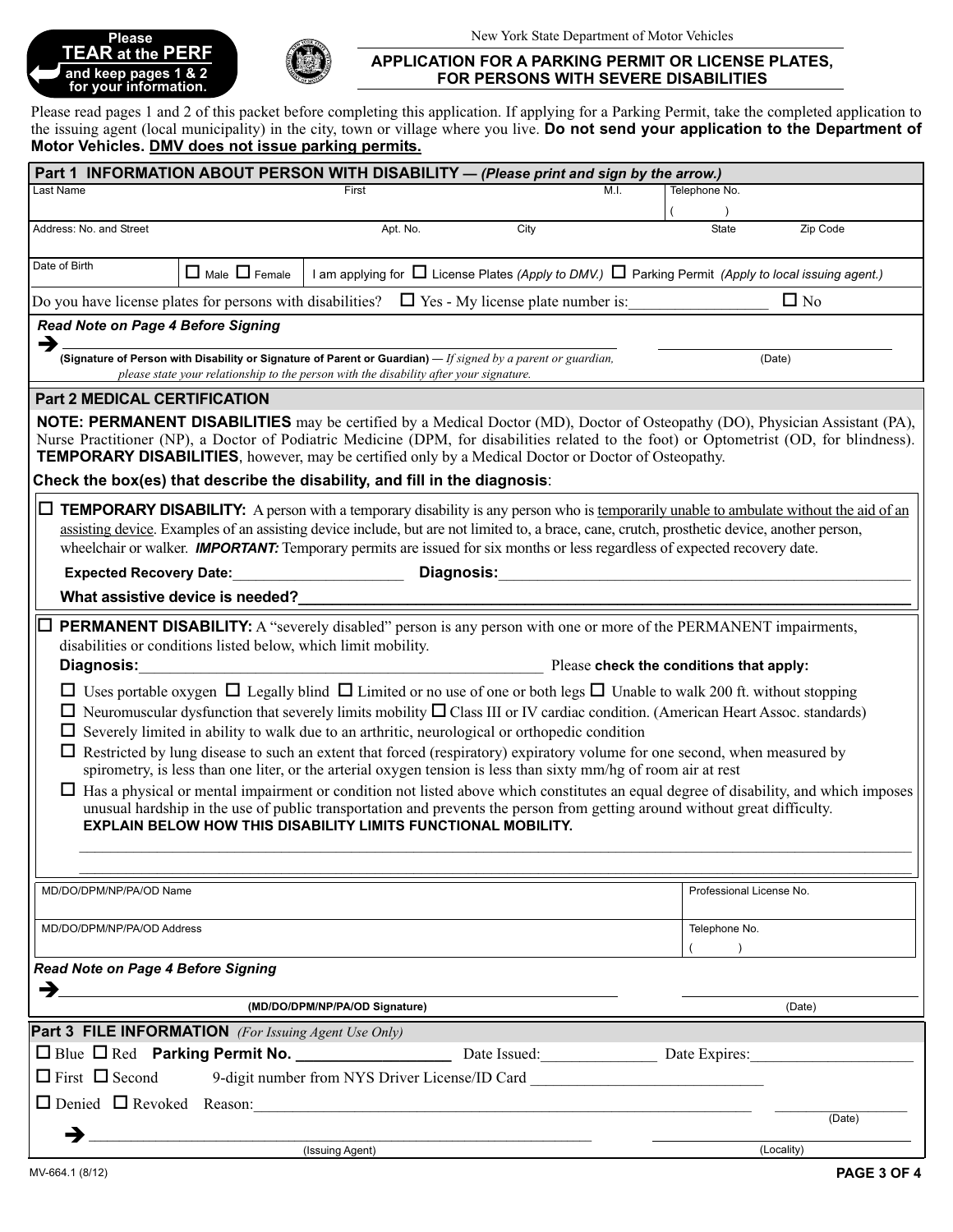**Please TEAR at the PERF and keep pages 1 & 2 for your information.**

New York State Department of Motor Vehicles

# APPLICATION FOR A PARKING PERMIT OR LICENSE PLATES, FOR PERSONS WITH SEVERE DISABILITIES

Please read pages 1 and 2 of this packet before completing this application. If applying for a Parking Permit, take the completed application to the issuing agent (local municipality) in the city, town or village where you live. **Do not send your application to the Department of Motor Vehicles. DMV does not issue parking permits.**

## Part 1 INFORMATION ABOUT PERSON WITH DISABILITY — *(Please print and sign by the arrow.)*

| Last Name | First | M.I. | Telephone No. ( ) |
|---|---|---|---|
| | | | |

| Address: No. and Street | Apt. No. | City | State | Zip Code |
|---|---|---|---|---|
| | | | | |

Date of Birth ☐ Male ☐ Female | I am applying for ☐ License Plates *(Apply to DMV.)* ☐ Parking Permit *(Apply to local issuing agent.)*

Do you have license plates for persons with disabilities? ☐ Yes - My license plate number is:_________________ ☐ No

***Read Note on Page 4 Before Signing***

➔ ______________________________________________ ______________________

**(Signature of Person with Disability or Signature of Parent or Guardian)** — *If signed by a parent or guardian, please state your relationship to the person with the disability after your signature.* (Date)

## Part 2 MEDICAL CERTIFICATION

**NOTE: PERMANENT DISABILITIES** may be certified by a Medical Doctor (MD), Doctor of Osteopathy (DO), Physician Assistant (PA), Nurse Practitioner (NP), a Doctor of Podiatric Medicine (DPM, for disabilities related to the foot) or Optometrist (OD, for blindness). **TEMPORARY DISABILITIES**, however, may be certified only by a Medical Doctor or Doctor of Osteopathy.

**Check the box(es) that describe the disability, and fill in the diagnosis**:

☐ **TEMPORARY DISABILITY:** A person with a temporary disability is any person who is temporarily unable to ambulate without the aid of an assisting device. Examples of an assisting device include, but are not limited to, a brace, cane, crutch, prosthetic device, another person, wheelchair or walker. ***IMPORTANT:*** Temporary permits are issued for six months or less regardless of expected recovery date.

**Expected Recovery Date:**_____________________ **Diagnosis:**_____________________________________________

**What assistive device is needed?**___________________________________________________________

☐ **PERMANENT DISABILITY:** A "severely disabled" person is any person with one or more of the PERMANENT impairments, disabilities or conditions listed below, which limit mobility.

**Diagnosis:**_____________________________________________ Please **check the conditions that apply:**

- ☐ Uses portable oxygen ☐ Legally blind ☐ Limited or no use of one or both legs ☐ Unable to walk 200 ft. without stopping
- ☐ Neuromuscular dysfunction that severely limits mobility ☐ Class III or IV cardiac condition. (American Heart Assoc. standards)
- ☐ Severely limited in ability to walk due to an arthritic, neurological or orthopedic condition
- ☐ Restricted by lung disease to such an extent that forced (respiratory) expiratory volume for one second, when measured by spirometry, is less than one liter, or the arterial oxygen tension is less than sixty mm/hg of room air at rest
- ☐ Has a physical or mental impairment or condition not listed above which constitutes an equal degree of disability, and which imposes unusual hardship in the use of public transportation and prevents the person from getting around without great difficulty. **EXPLAIN BELOW HOW THIS DISABILITY LIMITS FUNCTIONAL MOBILITY.**

_____________________________________________________________________________

_____________________________________________________________________________

| MD/DO/DPM/NP/PA/OD Name | Professional License No. |
|---|---|
| | |
| **MD/DO/DPM/NP/PA/OD Address** | **Telephone No. ( )** |
| | |

***Read Note on Page 4 Before Signing***

➔ ______________________________________________ ______________________

**(MD/DO/DPM/NP/PA/OD Signature)** (Date)

## Part 3 FILE INFORMATION *(For Issuing Agent Use Only)*

☐ Blue ☐ Red **Parking Permit No.** _________________ Date Issued:______________ Date Expires:____________________

☐ First ☐ Second 9-digit number from NYS Driver License/ID Card _____________________________

☐ Denied ☐ Revoked Reason:_______________________________________________________ ______________ (Date)

➔ ______________________________________________ ______________________

(Issuing Agent) (Locality)

MV-664.1 (8/12)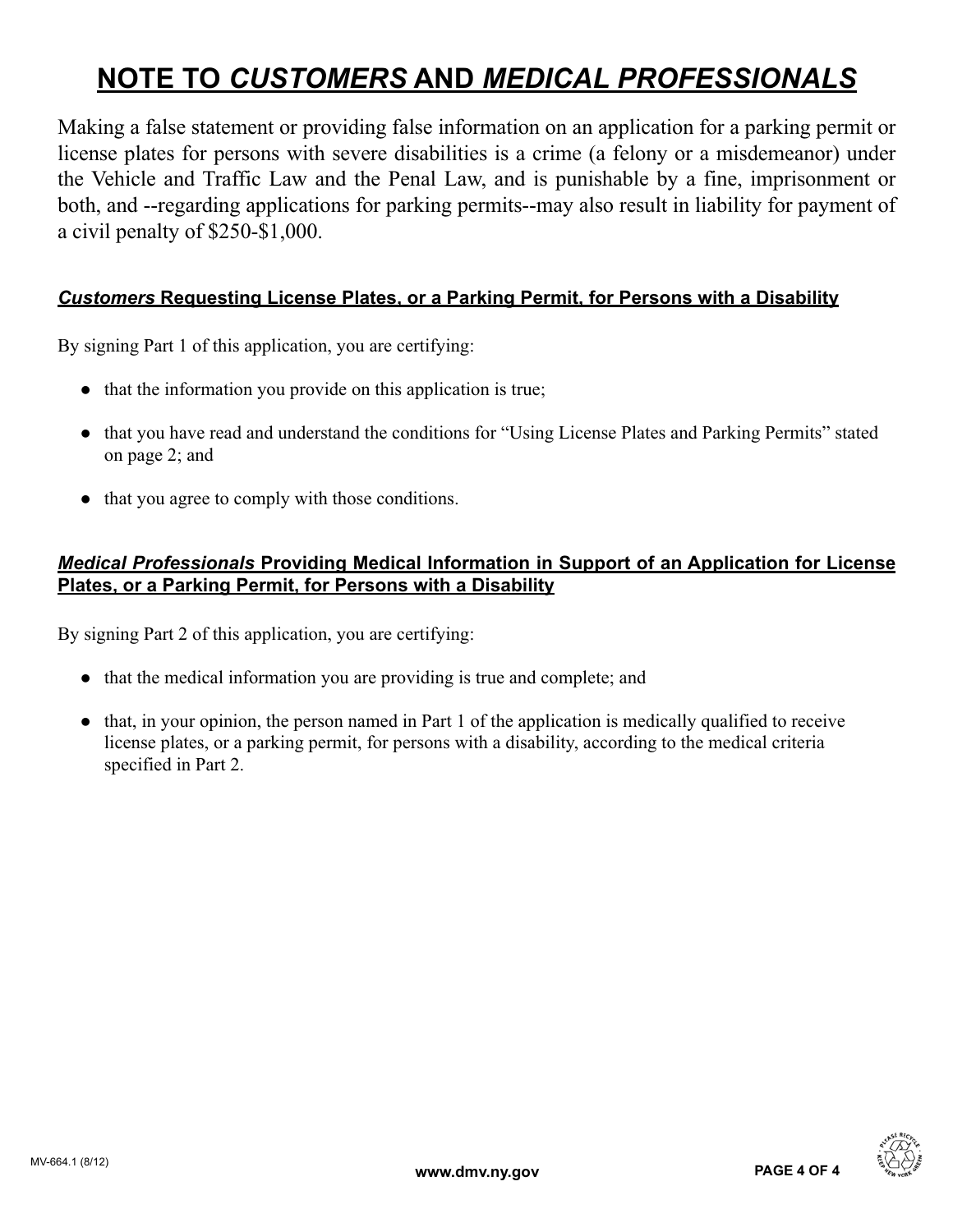# NOTE TO *CUSTOMERS* AND *MEDICAL PROFESSIONALS*

Making a false statement or providing false information on an application for a parking permit or license plates for persons with severe disabilities is a crime (a felony or a misdemeanor) under the Vehicle and Traffic Law and the Penal Law, and is punishable by a fine, imprisonment or both, and --regarding applications for parking permits--may also result in liability for payment of a civil penalty of $250-$1,000.

### ***Customers* Requesting License Plates, or a Parking Permit, for Persons with a Disability**

By signing Part 1 of this application, you are certifying:

- that the information you provide on this application is true;
- that you have read and understand the conditions for "Using License Plates and Parking Permits" stated on page 2; and
- that you agree to comply with those conditions.

### ***Medical Professionals* Providing Medical Information in Support of an Application for License Plates, or a Parking Permit, for Persons with a Disability**

By signing Part 2 of this application, you are certifying:

- that the medical information you are providing is true and complete; and
- that, in your opinion, the person named in Part 1 of the application is medically qualified to receive license plates, or a parking permit, for persons with a disability, according to the medical criteria specified in Part 2.